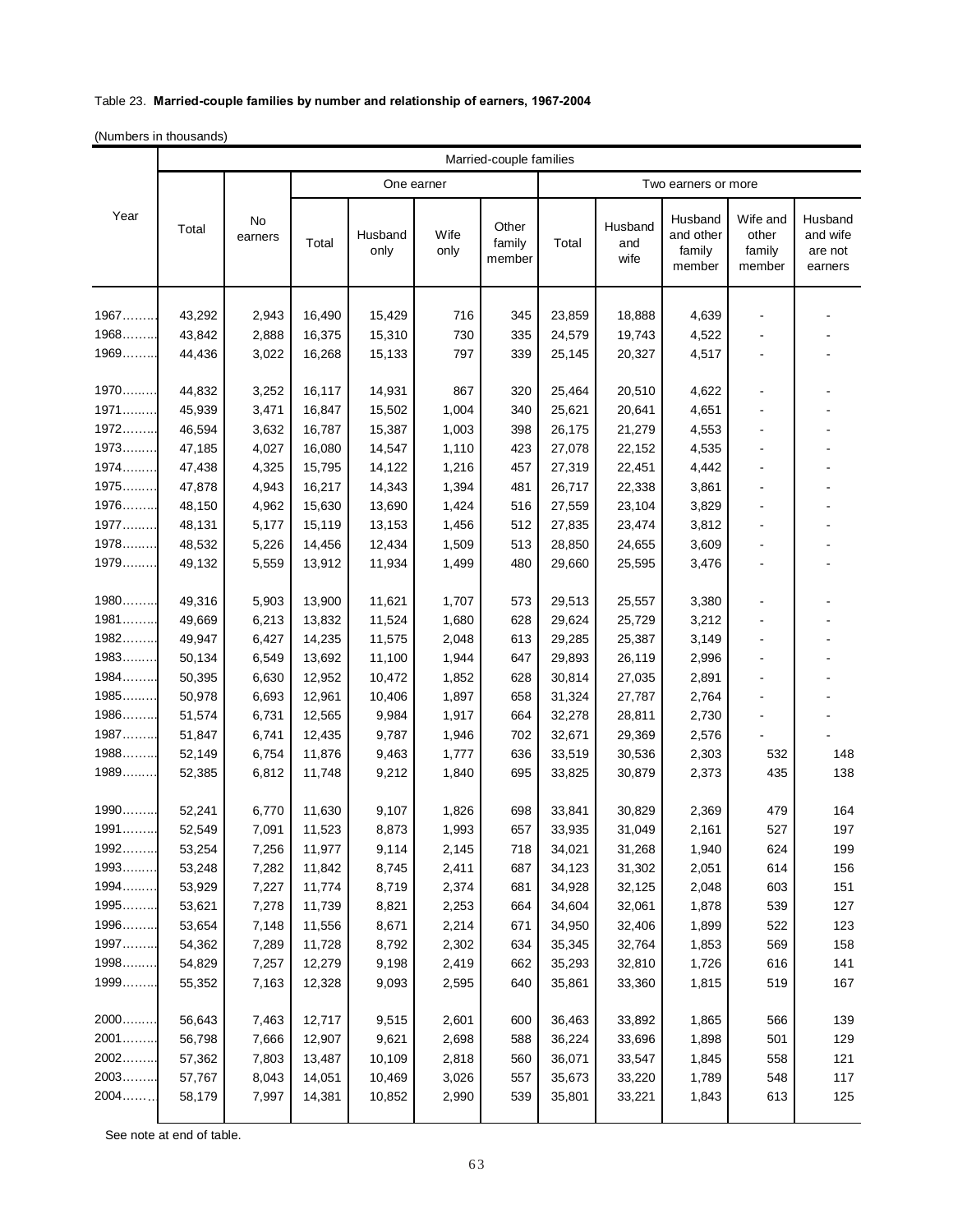Table 23. **Married-couple families by number and relationship of earners, 1967-2004**

(Numbers in thousands)

| Year | Married-couple families | | | | | | | | | | |
|---|---|---|---|---|---|---|---|---|---|---|---|
| | Total | No earners | One earner | | | | Two earners or more | | | | |
| | | | Total | Husband only | Wife only | Other family member | Total | Husband and wife | Husband and other family member | Wife and other family member | Husband and wife are not earners |
| 1967……… | 43,292 | 2,943 | 16,490 | 15,429 | 716 | 345 | 23,859 | 18,888 | 4,639 | - | - |
| 1968……… | 43,842 | 2,888 | 16,375 | 15,310 | 730 | 335 | 24,579 | 19,743 | 4,522 | - | - |
| 1969……… | 44,436 | 3,022 | 16,268 | 15,133 | 797 | 339 | 25,145 | 20,327 | 4,517 | - | - |
| 1970……… | 44,832 | 3,252 | 16,117 | 14,931 | 867 | 320 | 25,464 | 20,510 | 4,622 | - | - |
| 1971……… | 45,939 | 3,471 | 16,847 | 15,502 | 1,004 | 340 | 25,621 | 20,641 | 4,651 | - | - |
| 1972……… | 46,594 | 3,632 | 16,787 | 15,387 | 1,003 | 398 | 26,175 | 21,279 | 4,553 | - | - |
| 1973……… | 47,185 | 4,027 | 16,080 | 14,547 | 1,110 | 423 | 27,078 | 22,152 | 4,535 | - | - |
| 1974……… | 47,438 | 4,325 | 15,795 | 14,122 | 1,216 | 457 | 27,319 | 22,451 | 4,442 | - | - |
| 1975……… | 47,878 | 4,943 | 16,217 | 14,343 | 1,394 | 481 | 26,717 | 22,338 | 3,861 | - | - |
| 1976……… | 48,150 | 4,962 | 15,630 | 13,690 | 1,424 | 516 | 27,559 | 23,104 | 3,829 | - | - |
| 1977……… | 48,131 | 5,177 | 15,119 | 13,153 | 1,456 | 512 | 27,835 | 23,474 | 3,812 | - | - |
| 1978……… | 48,532 | 5,226 | 14,456 | 12,434 | 1,509 | 513 | 28,850 | 24,655 | 3,609 | - | - |
| 1979……… | 49,132 | 5,559 | 13,912 | 11,934 | 1,499 | 480 | 29,660 | 25,595 | 3,476 | - | - |
| 1980……… | 49,316 | 5,903 | 13,900 | 11,621 | 1,707 | 573 | 29,513 | 25,557 | 3,380 | - | - |
| 1981……… | 49,669 | 6,213 | 13,832 | 11,524 | 1,680 | 628 | 29,624 | 25,729 | 3,212 | - | - |
| 1982……… | 49,947 | 6,427 | 14,235 | 11,575 | 2,048 | 613 | 29,285 | 25,387 | 3,149 | - | - |
| 1983……… | 50,134 | 6,549 | 13,692 | 11,100 | 1,944 | 647 | 29,893 | 26,119 | 2,996 | - | - |
| 1984……… | 50,395 | 6,630 | 12,952 | 10,472 | 1,852 | 628 | 30,814 | 27,035 | 2,891 | - | - |
| 1985……… | 50,978 | 6,693 | 12,961 | 10,406 | 1,897 | 658 | 31,324 | 27,787 | 2,764 | - | - |
| 1986……… | 51,574 | 6,731 | 12,565 | 9,984 | 1,917 | 664 | 32,278 | 28,811 | 2,730 | - | - |
| 1987……… | 51,847 | 6,741 | 12,435 | 9,787 | 1,946 | 702 | 32,671 | 29,369 | 2,576 | - | - |
| 1988……… | 52,149 | 6,754 | 11,876 | 9,463 | 1,777 | 636 | 33,519 | 30,536 | 2,303 | 532 | 148 |
| 1989……… | 52,385 | 6,812 | 11,748 | 9,212 | 1,840 | 695 | 33,825 | 30,879 | 2,373 | 435 | 138 |
| 1990……… | 52,241 | 6,770 | 11,630 | 9,107 | 1,826 | 698 | 33,841 | 30,829 | 2,369 | 479 | 164 |
| 1991……… | 52,549 | 7,091 | 11,523 | 8,873 | 1,993 | 657 | 33,935 | 31,049 | 2,161 | 527 | 197 |
| 1992……… | 53,254 | 7,256 | 11,977 | 9,114 | 2,145 | 718 | 34,021 | 31,268 | 1,940 | 624 | 199 |
| 1993……… | 53,248 | 7,282 | 11,842 | 8,745 | 2,411 | 687 | 34,123 | 31,302 | 2,051 | 614 | 156 |
| 1994……… | 53,929 | 7,227 | 11,774 | 8,719 | 2,374 | 681 | 34,928 | 32,125 | 2,048 | 603 | 151 |
| 1995……… | 53,621 | 7,278 | 11,739 | 8,821 | 2,253 | 664 | 34,604 | 32,061 | 1,878 | 539 | 127 |
| 1996……… | 53,654 | 7,148 | 11,556 | 8,671 | 2,214 | 671 | 34,950 | 32,406 | 1,899 | 522 | 123 |
| 1997……… | 54,362 | 7,289 | 11,728 | 8,792 | 2,302 | 634 | 35,345 | 32,764 | 1,853 | 569 | 158 |
| 1998……… | 54,829 | 7,257 | 12,279 | 9,198 | 2,419 | 662 | 35,293 | 32,810 | 1,726 | 616 | 141 |
| 1999……… | 55,352 | 7,163 | 12,328 | 9,093 | 2,595 | 640 | 35,861 | 33,360 | 1,815 | 519 | 167 |
| 2000……… | 56,643 | 7,463 | 12,717 | 9,515 | 2,601 | 600 | 36,463 | 33,892 | 1,865 | 566 | 139 |
| 2001……… | 56,798 | 7,666 | 12,907 | 9,621 | 2,698 | 588 | 36,224 | 33,696 | 1,898 | 501 | 129 |
| 2002……… | 57,362 | 7,803 | 13,487 | 10,109 | 2,818 | 560 | 36,071 | 33,547 | 1,845 | 558 | 121 |
| 2003……… | 57,767 | 8,043 | 14,051 | 10,469 | 3,026 | 557 | 35,673 | 33,220 | 1,789 | 548 | 117 |
| 2004……… | 58,179 | 7,997 | 14,381 | 10,852 | 2,990 | 539 | 35,801 | 33,221 | 1,843 | 613 | 125 |

See note at end of table.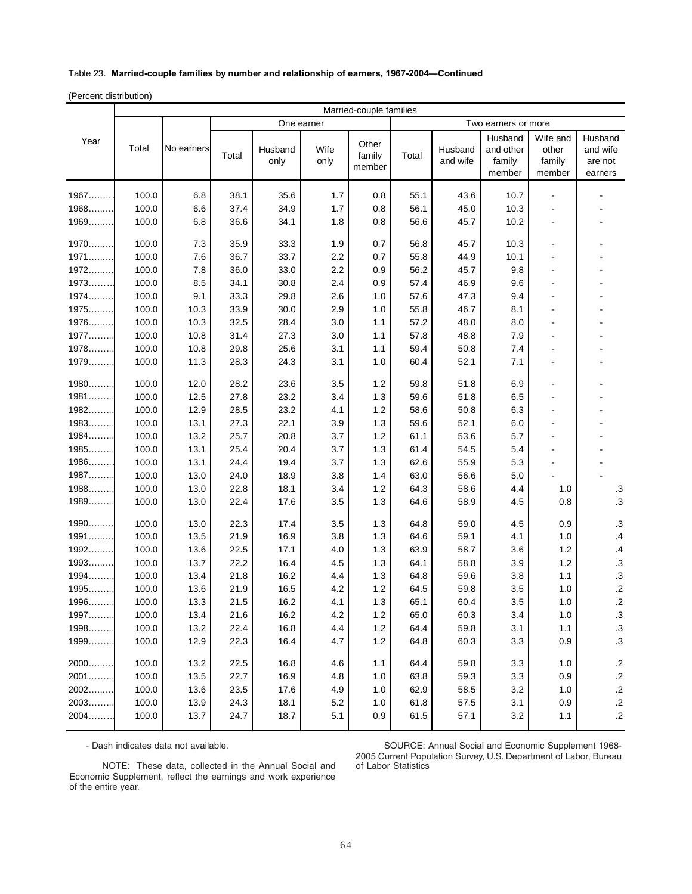Table 23. **Married-couple families by number and relationship of earners, 1967-2004—Continued**

(Percent distribution)

| Year | Married-couple families | | | | | | | | | | |
|---|---|---|---|---|---|---|---|---|---|---|---|
| | Total | No earners | One earner | | | | Two earners or more | | | | |
| | | | Total | Husband only | Wife only | Other family member | Total | Husband and wife | Husband and other family member | Wife and other family member | Husband and wife are not earners |
| 1967……… | 100.0 | 6.8 | 38.1 | 35.6 | 1.7 | 0.8 | 55.1 | 43.6 | 10.7 | - | - |
| 1968……… | 100.0 | 6.6 | 37.4 | 34.9 | 1.7 | 0.8 | 56.1 | 45.0 | 10.3 | - | - |
| 1969……… | 100.0 | 6.8 | 36.6 | 34.1 | 1.8 | 0.8 | 56.6 | 45.7 | 10.2 | - | - |
| 1970……… | 100.0 | 7.3 | 35.9 | 33.3 | 1.9 | 0.7 | 56.8 | 45.7 | 10.3 | - | - |
| 1971……… | 100.0 | 7.6 | 36.7 | 33.7 | 2.2 | 0.7 | 55.8 | 44.9 | 10.1 | - | - |
| 1972……… | 100.0 | 7.8 | 36.0 | 33.0 | 2.2 | 0.9 | 56.2 | 45.7 | 9.8 | - | - |
| 1973……… | 100.0 | 8.5 | 34.1 | 30.8 | 2.4 | 0.9 | 57.4 | 46.9 | 9.6 | - | - |
| 1974……… | 100.0 | 9.1 | 33.3 | 29.8 | 2.6 | 1.0 | 57.6 | 47.3 | 9.4 | - | - |
| 1975……… | 100.0 | 10.3 | 33.9 | 30.0 | 2.9 | 1.0 | 55.8 | 46.7 | 8.1 | - | - |
| 1976……… | 100.0 | 10.3 | 32.5 | 28.4 | 3.0 | 1.1 | 57.2 | 48.0 | 8.0 | - | - |
| 1977……… | 100.0 | 10.8 | 31.4 | 27.3 | 3.0 | 1.1 | 57.8 | 48.8 | 7.9 | - | - |
| 1978……… | 100.0 | 10.8 | 29.8 | 25.6 | 3.1 | 1.1 | 59.4 | 50.8 | 7.4 | - | - |
| 1979……… | 100.0 | 11.3 | 28.3 | 24.3 | 3.1 | 1.0 | 60.4 | 52.1 | 7.1 | - | - |
| 1980……… | 100.0 | 12.0 | 28.2 | 23.6 | 3.5 | 1.2 | 59.8 | 51.8 | 6.9 | - | - |
| 1981……… | 100.0 | 12.5 | 27.8 | 23.2 | 3.4 | 1.3 | 59.6 | 51.8 | 6.5 | - | - |
| 1982……… | 100.0 | 12.9 | 28.5 | 23.2 | 4.1 | 1.2 | 58.6 | 50.8 | 6.3 | - | - |
| 1983……… | 100.0 | 13.1 | 27.3 | 22.1 | 3.9 | 1.3 | 59.6 | 52.1 | 6.0 | - | - |
| 1984……… | 100.0 | 13.2 | 25.7 | 20.8 | 3.7 | 1.2 | 61.1 | 53.6 | 5.7 | - | - |
| 1985……… | 100.0 | 13.1 | 25.4 | 20.4 | 3.7 | 1.3 | 61.4 | 54.5 | 5.4 | - | - |
| 1986……… | 100.0 | 13.1 | 24.4 | 19.4 | 3.7 | 1.3 | 62.6 | 55.9 | 5.3 | - | - |
| 1987……… | 100.0 | 13.0 | 24.0 | 18.9 | 3.8 | 1.4 | 63.0 | 56.6 | 5.0 | - | - |
| 1988……… | 100.0 | 13.0 | 22.8 | 18.1 | 3.4 | 1.2 | 64.3 | 58.6 | 4.4 | 1.0 | .3 |
| 1989……… | 100.0 | 13.0 | 22.4 | 17.6 | 3.5 | 1.3 | 64.6 | 58.9 | 4.5 | 0.8 | .3 |
| 1990……… | 100.0 | 13.0 | 22.3 | 17.4 | 3.5 | 1.3 | 64.8 | 59.0 | 4.5 | 0.9 | .3 |
| 1991……… | 100.0 | 13.5 | 21.9 | 16.9 | 3.8 | 1.3 | 64.6 | 59.1 | 4.1 | 1.0 | .4 |
| 1992……… | 100.0 | 13.6 | 22.5 | 17.1 | 4.0 | 1.3 | 63.9 | 58.7 | 3.6 | 1.2 | .4 |
| 1993……… | 100.0 | 13.7 | 22.2 | 16.4 | 4.5 | 1.3 | 64.1 | 58.8 | 3.9 | 1.2 | .3 |
| 1994……… | 100.0 | 13.4 | 21.8 | 16.2 | 4.4 | 1.3 | 64.8 | 59.6 | 3.8 | 1.1 | .3 |
| 1995……… | 100.0 | 13.6 | 21.9 | 16.5 | 4.2 | 1.2 | 64.5 | 59.8 | 3.5 | 1.0 | .2 |
| 1996……… | 100.0 | 13.3 | 21.5 | 16.2 | 4.1 | 1.3 | 65.1 | 60.4 | 3.5 | 1.0 | .2 |
| 1997……… | 100.0 | 13.4 | 21.6 | 16.2 | 4.2 | 1.2 | 65.0 | 60.3 | 3.4 | 1.0 | .3 |
| 1998……… | 100.0 | 13.2 | 22.4 | 16.8 | 4.4 | 1.2 | 64.4 | 59.8 | 3.1 | 1.1 | .3 |
| 1999……… | 100.0 | 12.9 | 22.3 | 16.4 | 4.7 | 1.2 | 64.8 | 60.3 | 3.3 | 0.9 | .3 |
| 2000……… | 100.0 | 13.2 | 22.5 | 16.8 | 4.6 | 1.1 | 64.4 | 59.8 | 3.3 | 1.0 | .2 |
| 2001……… | 100.0 | 13.5 | 22.7 | 16.9 | 4.8 | 1.0 | 63.8 | 59.3 | 3.3 | 0.9 | .2 |
| 2002……… | 100.0 | 13.6 | 23.5 | 17.6 | 4.9 | 1.0 | 62.9 | 58.5 | 3.2 | 1.0 | .2 |
| 2003……… | 100.0 | 13.9 | 24.3 | 18.1 | 5.2 | 1.0 | 61.8 | 57.5 | 3.1 | 0.9 | .2 |
| 2004……… | 100.0 | 13.7 | 24.7 | 18.7 | 5.1 | 0.9 | 61.5 | 57.1 | 3.2 | 1.1 | .2 |

- Dash indicates data not available.

NOTE: These data, collected in the Annual Social and Economic Supplement, reflect the earnings and work experience of the entire year.

SOURCE: Annual Social and Economic Supplement 1968-2005 Current Population Survey, U.S. Department of Labor, Bureau of Labor Statistics